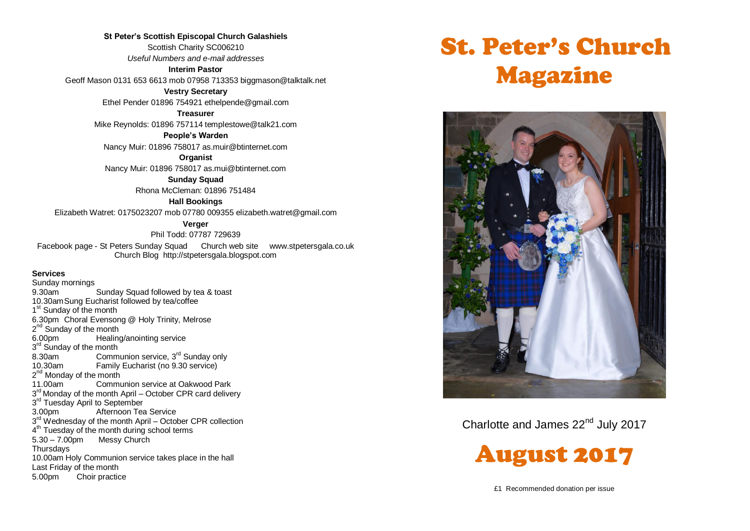**St Peter's Scottish Episcopal Church Galashiels**

Scottish Charity SC006210

*Useful Numbers and e-mail addresses*

**Interim Pastor**

Geoff Mason 0131 653 6613 mob 07958 713353 biggmason@talktalk.net

**Vestry Secretary**

Ethel Pender 01896 754921 ethelpende@gmail.com

**Treasurer**

Mike Reynolds: 01896 757114 templestowe@talk21.com

**People's Warden**

Nancy Muir: 01896 758017 as.muir@btinternet.com

**Organist**

Nancy Muir: 01896 758017 as.mui@btinternet.com

**Sunday Squad**

Rhona McCleman: 01896 751484

**Hall Bookings**

Elizabeth Watret: 0175023207 mob 07780 009355 elizabeth.watret@gmail.com

**Verger**

Phil Todd: 07787 729639

Facebook page - St Peters Sunday Squad Church web site www.stpetersgala.co.uk
Church Blog http://stpetersgala.blogspot.com

**Services**

Sunday mornings
9.30am Sunday Squad followed by tea & toast
10.30am Sung Eucharist followed by tea/coffee
1st Sunday of the month
6.30pm Choral Evensong @ Holy Trinity, Melrose
2nd Sunday of the month
6.00pm Healing/anointing service
3rd Sunday of the month
8.30am Communion service, 3rd Sunday only
10.30am Family Eucharist (no 9.30 service)
2nd Monday of the month
11.00am Communion service at Oakwood Park
3rd Monday of the month April – October CPR card delivery
3rd Tuesday April to September
3.00pm Afternoon Tea Service
3rd Wednesday of the month April – October CPR collection
4th Tuesday of the month during school terms
5.30 – 7.00pm Messy Church
Thursdays
10.00am Holy Communion service takes place in the hall
Last Friday of the month
5.00pm Choir practice

# St. Peter's Church Magazine

Charlotte and James 22nd July 2017

# August 2017

£1 Recommended donation per issue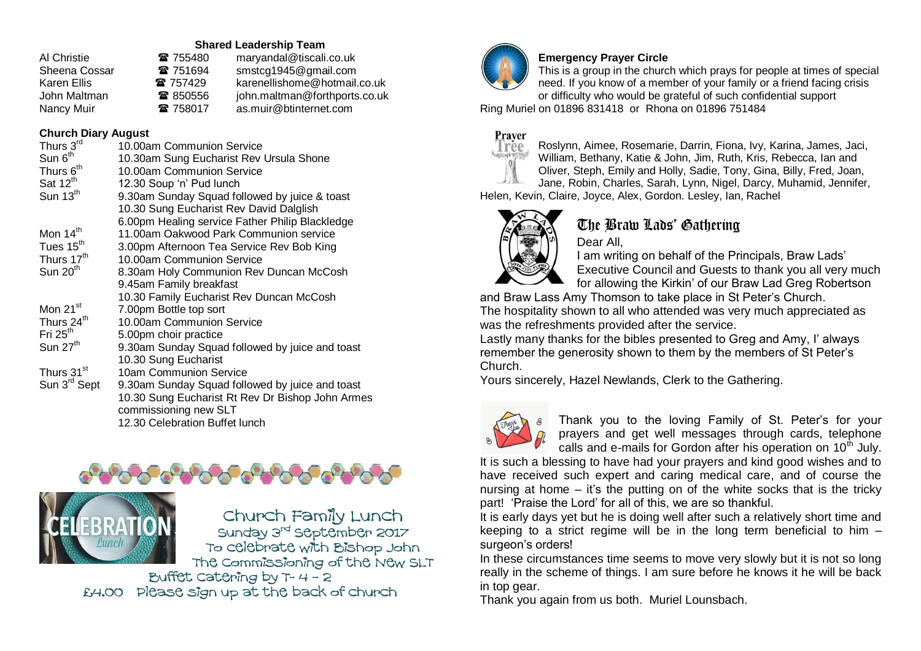### Shared Leadership Team

| | | |
|---|---|---|
| Al Christie | ☎ 755480 | maryandal@tiscali.co.uk |
| Sheena Cossar | ☎ 751694 | smstcg1945@gmail.com |
| Karen Ellis | ☎ 757429 | karenellishome@hotmail.co.uk |
| John Maltman | ☎ 850556 | john.maltman@forthports.co.uk |
| Nancy Muir | ☎ 758017 | as.muir@btinternet.com |

### Church Diary August

| | |
|---|---|
| Thurs 3rd | 10.00am Communion Service |
| Sun 6th | 10.30am Sung Eucharist Rev Ursula Shone |
| Thurs 6th | 10.00am Communion Service |
| Sat 12th | 12.30 Soup 'n' Pud lunch |
| Sun 13th | 9.30am Sunday Squad followed by juice & toast |
| | 10.30 Sung Eucharist Rev David Dalglish |
| | 6.00pm Healing service Father Philip Blackledge |
| Mon 14th | 11.00am Oakwood Park Communion service |
| Tues 15th | 3.00pm Afternoon Tea Service Rev Bob King |
| Thurs 17th | 10.00am Communion Service |
| Sun 20th | 8.30am Holy Communion Rev Duncan McCosh |
| | 9.45am Family breakfast |
| | 10.30 Family Eucharist Rev Duncan McCosh |
| Mon 21st | 7.00pm Bottle top sort |
| Thurs 24th | 10.00am Communion Service |
| Fri 25th | 5.00pm choir practice |
| Sun 27th | 9.30am Sunday Squad followed by juice and toast |
| | 10.30 Sung Eucharist |
| Thurs 31st | 10am Communion Service |
| Sun 3rd Sept | 9.30am Sunday Squad followed by juice and toast |
| | 10.30 Sung Eucharist Rt Rev Dr Bishop John Armes commissioning new SLT |
| | 12.30 Celebration Buffet lunch |

Church Family Lunch
Sunday 3rd September 2017
To celebrate with Bishop John
The Commissioning of the New SLT
Buffet Catering by T- 4 – 2
£4.00 Please sign up at the back of church

### Emergency Prayer Circle

This is a group in the church which prays for people at times of special need. If you know of a member of your family or a friend facing crisis or difficulty who would be grateful of such confidential support
Ring Muriel on 01896 831418 or Rhona on 01896 751484

### Prayer Tree

Roslynn, Aimee, Rosemarie, Darrin, Fiona, Ivy, Karina, James, Jaci, William, Bethany, Katie & John, Jim, Ruth, Kris, Rebecca, Ian and Oliver, Steph, Emily and Holly, Sadie, Tony, Gina, Billy, Fred, Joan, Jane, Robin, Charles, Sarah, Lynn, Nigel, Darcy, Muhamid, Jennifer, Helen, Kevin, Claire, Joyce, Alex, Gordon. Lesley, Ian, Rachel

### The Braw Lads' Gathering

Dear All,

I am writing on behalf of the Principals, Braw Lads' Executive Council and Guests to thank you all very much for allowing the Kirkin' of our Braw Lad Greg Robertson and Braw Lass Amy Thomson to take place in St Peter's Church.

The hospitality shown to all who attended was very much appreciated as was the refreshments provided after the service.

Lastly many thanks for the bibles presented to Greg and Amy, I' always remember the generosity shown to them by the members of St Peter's Church.

Yours sincerely, Hazel Newlands, Clerk to the Gathering.

Thank you to the loving Family of St. Peter's for your prayers and get well messages through cards, telephone calls and e-mails for Gordon after his operation on 10th July. It is such a blessing to have had your prayers and kind good wishes and to have received such expert and caring medical care, and of course the nursing at home – it's the putting on of the white socks that is the tricky part! 'Praise the Lord' for all of this, we are so thankful.

It is early days yet but he is doing well after such a relatively short time and keeping to a strict regime will be in the long term beneficial to him – surgeon's orders!

In these circumstances time seems to move very slowly but it is not so long really in the scheme of things. I am sure before he knows it he will be back in top gear.

Thank you again from us both. Muriel Lounsbach.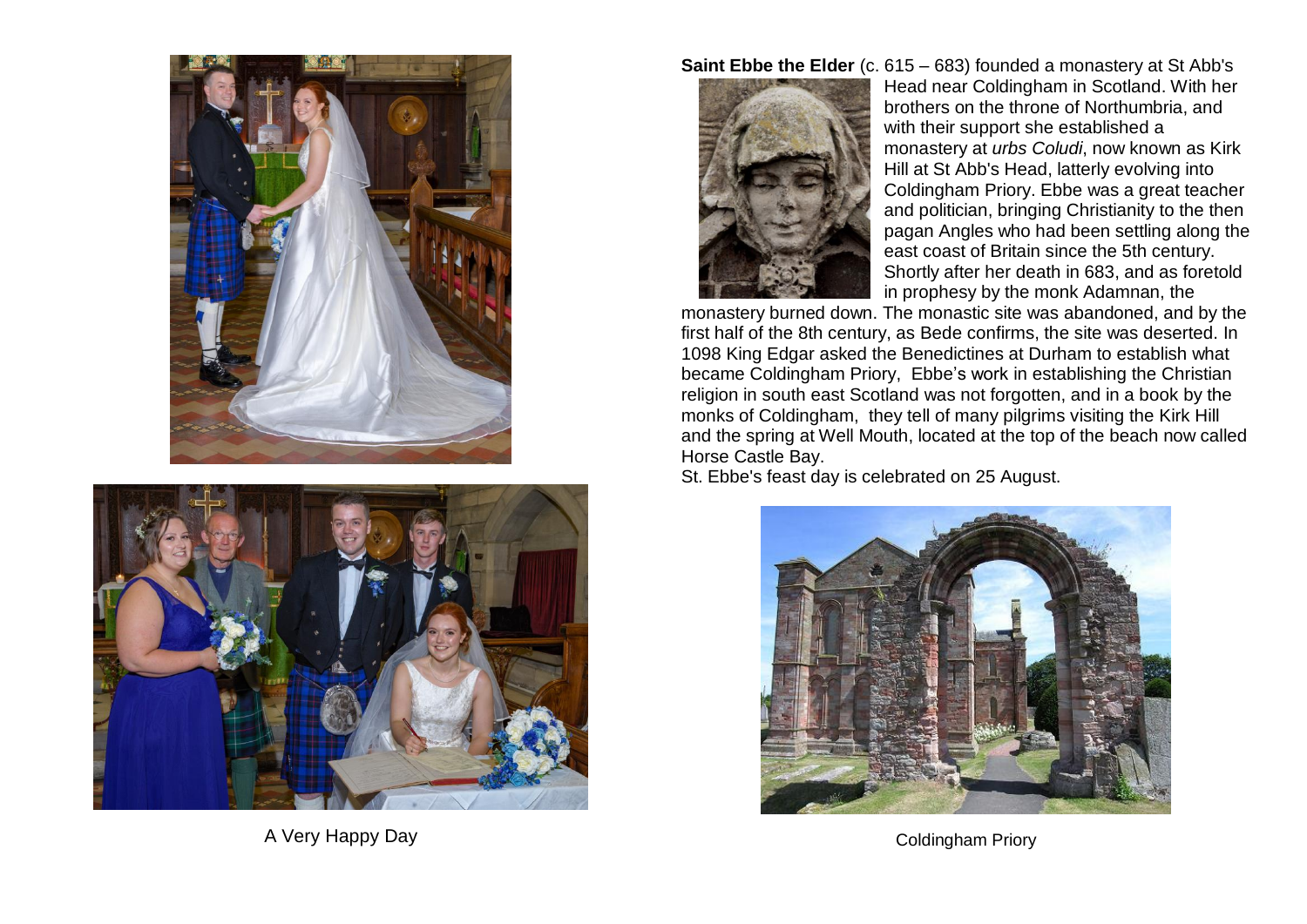A Very Happy Day

**Saint Ebbe the Elder** (c. 615 – 683) founded a monastery at St Abb's Head near Coldingham in Scotland. With her brothers on the throne of Northumbria, and with their support she established a monastery at *urbs Coludi*, now known as Kirk Hill at St Abb's Head, latterly evolving into Coldingham Priory. Ebbe was a great teacher and politician, bringing Christianity to the then pagan Angles who had been settling along the east coast of Britain since the 5th century. Shortly after her death in 683, and as foretold in prophesy by the monk Adamnan, the monastery burned down. The monastic site was abandoned, and by the first half of the 8th century, as Bede confirms, the site was deserted. In 1098 King Edgar asked the Benedictines at Durham to establish what became Coldingham Priory, Ebbe's work in establishing the Christian religion in south east Scotland was not forgotten, and in a book by the monks of Coldingham, they tell of many pilgrims visiting the Kirk Hill and the spring at Well Mouth, located at the top of the beach now called Horse Castle Bay.

St. Ebbe's feast day is celebrated on 25 August.

Coldingham Priory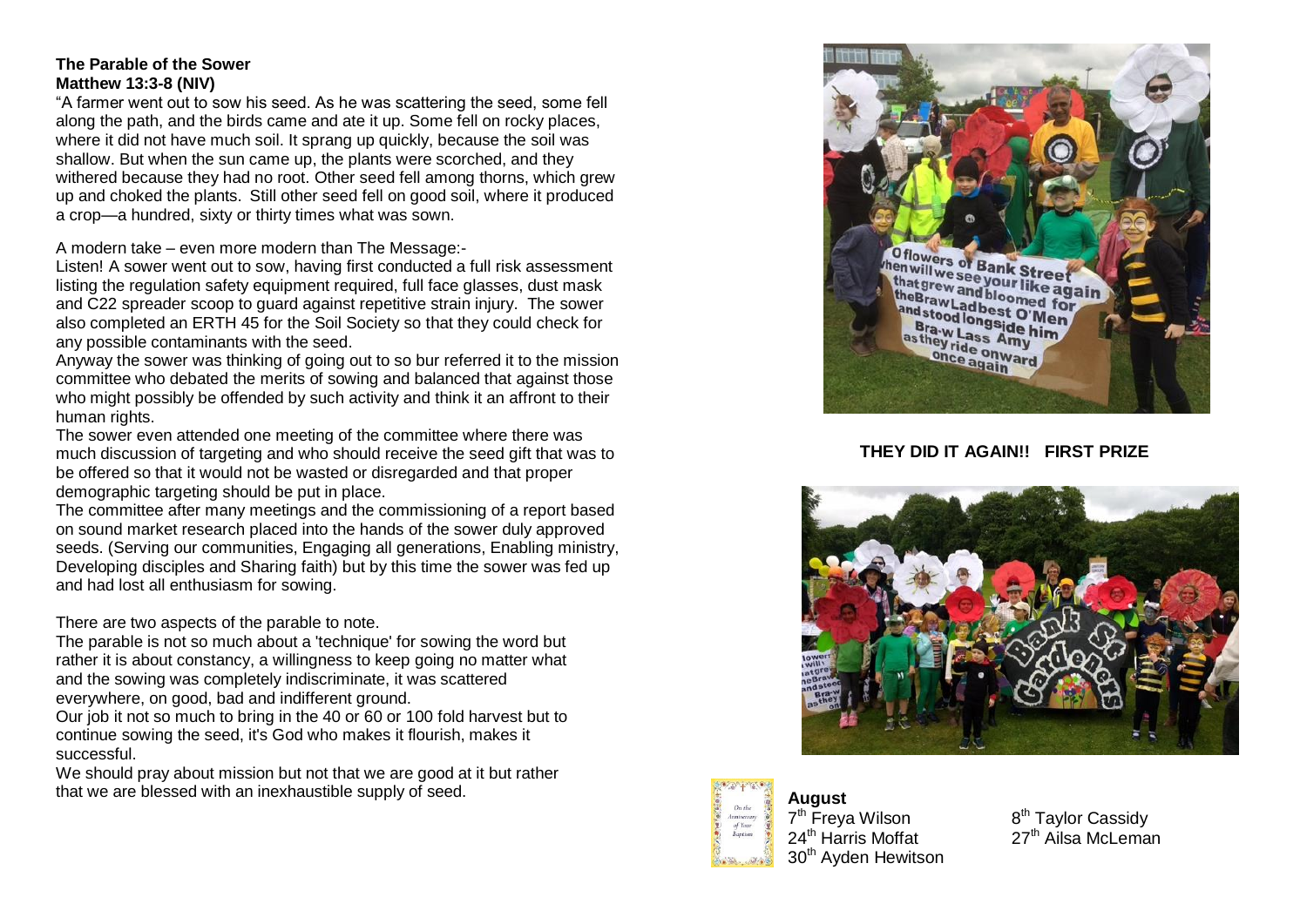**The Parable of the Sower**
**Matthew 13:3-8 (NIV)**

"A farmer went out to sow his seed. As he was scattering the seed, some fell along the path, and the birds came and ate it up. Some fell on rocky places, where it did not have much soil. It sprang up quickly, because the soil was shallow. But when the sun came up, the plants were scorched, and they withered because they had no root. Other seed fell among thorns, which grew up and choked the plants. Still other seed fell on good soil, where it produced a crop—a hundred, sixty or thirty times what was sown.

A modern take – even more modern than The Message:-

Listen! A sower went out to sow, having first conducted a full risk assessment listing the regulation safety equipment required, full face glasses, dust mask and C22 spreader scoop to guard against repetitive strain injury. The sower also completed an ERTH 45 for the Soil Society so that they could check for any possible contaminants with the seed.

Anyway the sower was thinking of going out to so bur referred it to the mission committee who debated the merits of sowing and balanced that against those who might possibly be offended by such activity and think it an affront to their human rights.

The sower even attended one meeting of the committee where there was much discussion of targeting and who should receive the seed gift that was to be offered so that it would not be wasted or disregarded and that proper demographic targeting should be put in place.

The committee after many meetings and the commissioning of a report based on sound market research placed into the hands of the sower duly approved seeds. (Serving our communities, Engaging all generations, Enabling ministry, Developing disciples and Sharing faith) but by this time the sower was fed up and had lost all enthusiasm for sowing.

There are two aspects of the parable to note.

The parable is not so much about a 'technique' for sowing the word but rather it is about constancy, a willingness to keep going no matter what and the sowing was completely indiscriminate, it was scattered everywhere, on good, bad and indifferent ground.

Our job it not so much to bring in the 40 or 60 or 100 fold harvest but to continue sowing the seed, it's God who makes it flourish, makes it successful.

We should pray about mission but not that we are good at it but rather that we are blessed with an inexhaustible supply of seed.

**THEY DID IT AGAIN!! FIRST PRIZE**

**August**

7th Freya Wilson
8th Taylor Cassidy
24th Harris Moffat
27th Ailsa McLeman
30th Ayden Hewitson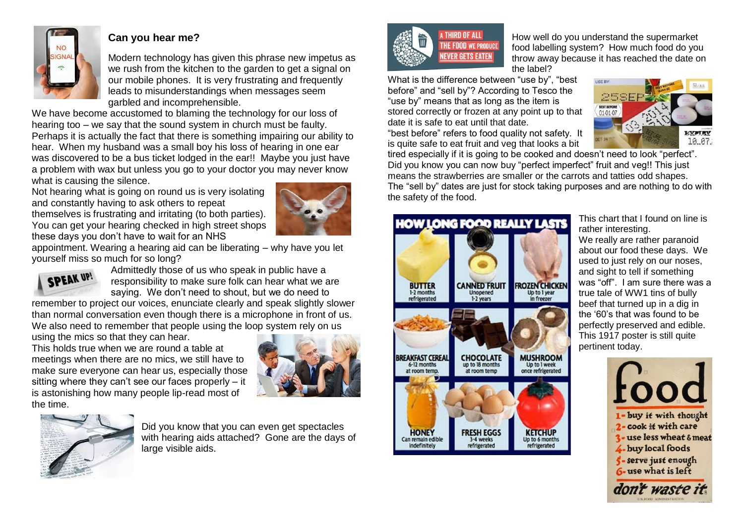## Can you hear me?

Modern technology has given this phrase new impetus as we rush from the kitchen to the garden to get a signal on our mobile phones. It is very frustrating and frequently leads to misunderstandings when messages seem garbled and incomprehensible.

We have become accustomed to blaming the technology for our loss of hearing too – we say that the sound system in church must be faulty. Perhaps it is actually the fact that there is something impairing our ability to hear. When my husband was a small boy his loss of hearing in one ear was discovered to be a bus ticket lodged in the ear!! Maybe you just have a problem with wax but unless you go to your doctor you may never know what is causing the silence.

Not hearing what is going on round us is very isolating and constantly having to ask others to repeat themselves is frustrating and irritating (to both parties). You can get your hearing checked in high street shops these days you don't have to wait for an NHS appointment. Wearing a hearing aid can be liberating – why have you let yourself miss so much for so long?

Admittedly those of us who speak in public have a responsibility to make sure folk can hear what we are saying. We don't need to shout, but we do need to remember to project our voices, enunciate clearly and speak slightly slower than normal conversation even though there is a microphone in front of us. We also need to remember that people using the loop system rely on us using the mics so that they can hear.

This holds true when we are round a table at meetings when there are no mics, we still have to make sure everyone can hear us, especially those sitting where they can't see our faces properly – it is astonishing how many people lip-read most of the time.

Did you know that you can even get spectacles with hearing aids attached? Gone are the days of large visible aids.

How well do you understand the supermarket food labelling system? How much food do you throw away because it has reached the date on the label?

What is the difference between "use by", "best before" and "sell by"? According to Tesco the "use by" means that as long as the item is stored correctly or frozen at any point up to that date it is safe to eat until that date.

"best before" refers to food quality not safety. It is quite safe to eat fruit and veg that looks a bit tired especially if it is going to be cooked and doesn't need to look "perfect".

Did you know you can now buy "perfect imperfect" fruit and veg!! This just means the strawberries are smaller or the carrots and tatties odd shapes.

The "sell by" dates are just for stock taking purposes and are nothing to do with the safety of the food.

This chart that I found on line is rather interesting.

We really are rather paranoid about our food these days. We used to just rely on our noses, and sight to tell if something was "off". I am sure there was a true tale of WW1 tins of bully beef that turned up in a dig in the '60's that was found to be perfectly preserved and edible.

This 1917 poster is still quite pertinent today.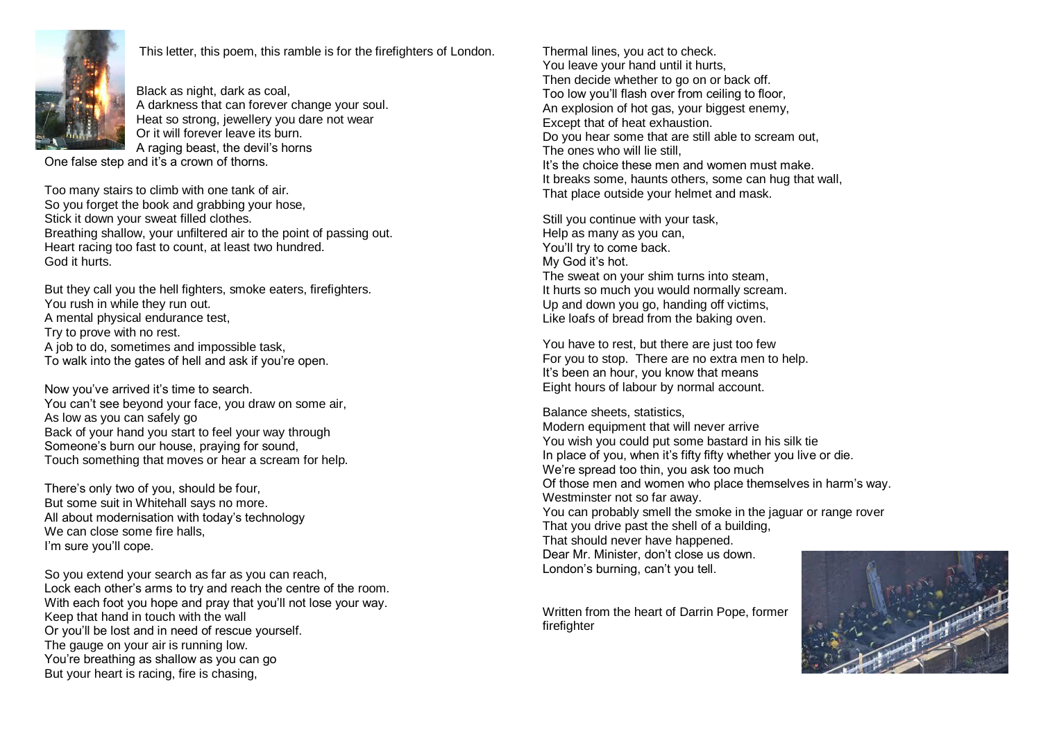This letter, this poem, this ramble is for the firefighters of London.

Black as night, dark as coal,
A darkness that can forever change your soul.
Heat so strong, jewellery you dare not wear
Or it will forever leave its burn.
A raging beast, the devil's horns
One false step and it's a crown of thorns.

Too many stairs to climb with one tank of air.
So you forget the book and grabbing your hose,
Stick it down your sweat filled clothes.
Breathing shallow, your unfiltered air to the point of passing out.
Heart racing too fast to count, at least two hundred.
God it hurts.

But they call you the hell fighters, smoke eaters, firefighters.
You rush in while they run out.
A mental physical endurance test,
Try to prove with no rest.
A job to do, sometimes and impossible task,
To walk into the gates of hell and ask if you're open.

Now you've arrived it's time to search.
You can't see beyond your face, you draw on some air,
As low as you can safely go
Back of your hand you start to feel your way through
Someone's burn our house, praying for sound,
Touch something that moves or hear a scream for help.

There's only two of you, should be four,
But some suit in Whitehall says no more.
All about modernisation with today's technology
We can close some fire halls,
I'm sure you'll cope.

So you extend your search as far as you can reach,
Lock each other's arms to try and reach the centre of the room.
With each foot you hope and pray that you'll not lose your way.
Keep that hand in touch with the wall
Or you'll be lost and in need of rescue yourself.
The gauge on your air is running low.
You're breathing as shallow as you can go
But your heart is racing, fire is chasing,

Thermal lines, you act to check.
You leave your hand until it hurts,
Then decide whether to go on or back off.
Too low you'll flash over from ceiling to floor,
An explosion of hot gas, your biggest enemy,
Except that of heat exhaustion.
Do you hear some that are still able to scream out,
The ones who will lie still,
It's the choice these men and women must make.
It breaks some, haunts others, some can hug that wall,
That place outside your helmet and mask.

Still you continue with your task,
Help as many as you can,
You'll try to come back.
My God it's hot.
The sweat on your shim turns into steam,
It hurts so much you would normally scream.
Up and down you go, handing off victims,
Like loafs of bread from the baking oven.

You have to rest, but there are just too few
For you to stop. There are no extra men to help.
It's been an hour, you know that means
Eight hours of labour by normal account.

Balance sheets, statistics,
Modern equipment that will never arrive
You wish you could put some bastard in his silk tie
In place of you, when it's fifty fifty whether you live or die.
We're spread too thin, you ask too much
Of those men and women who place themselves in harm's way.
Westminster not so far away.
You can probably smell the smoke in the jaguar or range rover
That you drive past the shell of a building,
That should never have happened.
Dear Mr. Minister, don't close us down.
London's burning, can't you tell.

Written from the heart of Darrin Pope, former firefighter